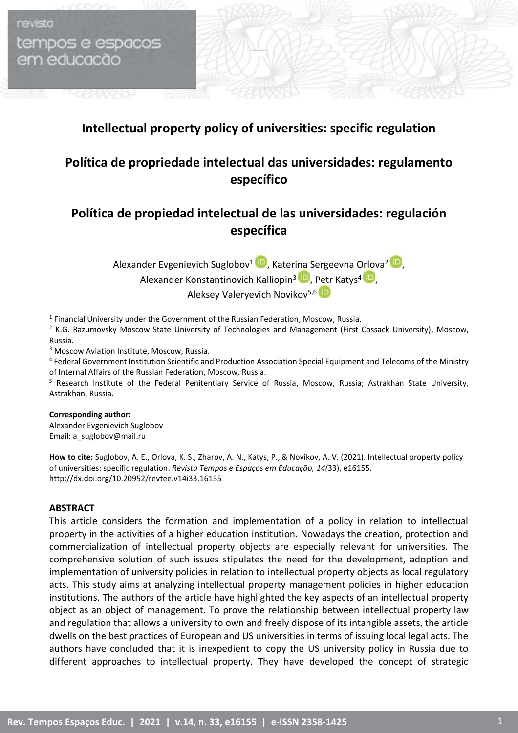# Intellectual property policy of universities: specific regulation

# Política de propriedade intelectual das universidades: regulamento específico

# Política de propiedad intelectual de las universidades: regulación específica

Alexander Evgenievich Suglobov[1], Katerina Sergeevna Orlova[2], Alexander Konstantinovich Kalliopin[3], Petr Katys[4], Aleksey Valeryevich Novikov[5,6]

[1] Financial University under the Government of the Russian Federation, Moscow, Russia.
[2] K.G. Razumovsky Moscow State University of Technologies and Management (First Cossack University), Moscow, Russia.
[3] Moscow Aviation Institute, Moscow, Russia.
[4] Federal Government Institution Scientific and Production Association Special Equipment and Telecoms of the Ministry of Internal Affairs of the Russian Federation, Moscow, Russia.
[5] Research Institute of the Federal Penitentiary Service of Russia, Moscow, Russia; Astrakhan State University, Astrakhan, Russia.

**Corresponding author:**
Alexander Evgenievich Suglobov
Email: a_suglobov@mail.ru

**How to cite:** Suglobov, A. E., Orlova, K. S., Zharov, A. N., Katys, P., & Novikov, A. V. (2021). Intellectual property policy of universities: specific regulation. *Revista Tempos e Espaços em Educação, 14(*33), e16155. http://dx.doi.org/10.20952/revtee.v14i33.16155

## ABSTRACT

This article considers the formation and implementation of a policy in relation to intellectual property in the activities of a higher education institution. Nowadays the creation, protection and commercialization of intellectual property objects are especially relevant for universities. The comprehensive solution of such issues stipulates the need for the development, adoption and implementation of university policies in relation to intellectual property objects as local regulatory acts. This study aims at analyzing intellectual property management policies in higher education institutions. The authors of the article have highlighted the key aspects of an intellectual property object as an object of management. To prove the relationship between intellectual property law and regulation that allows a university to own and freely dispose of its intangible assets, the article dwells on the best practices of European and US universities in terms of issuing local legal acts. The authors have concluded that it is inexpedient to copy the US university policy in Russia due to different approaches to intellectual property. They have developed the concept of strategic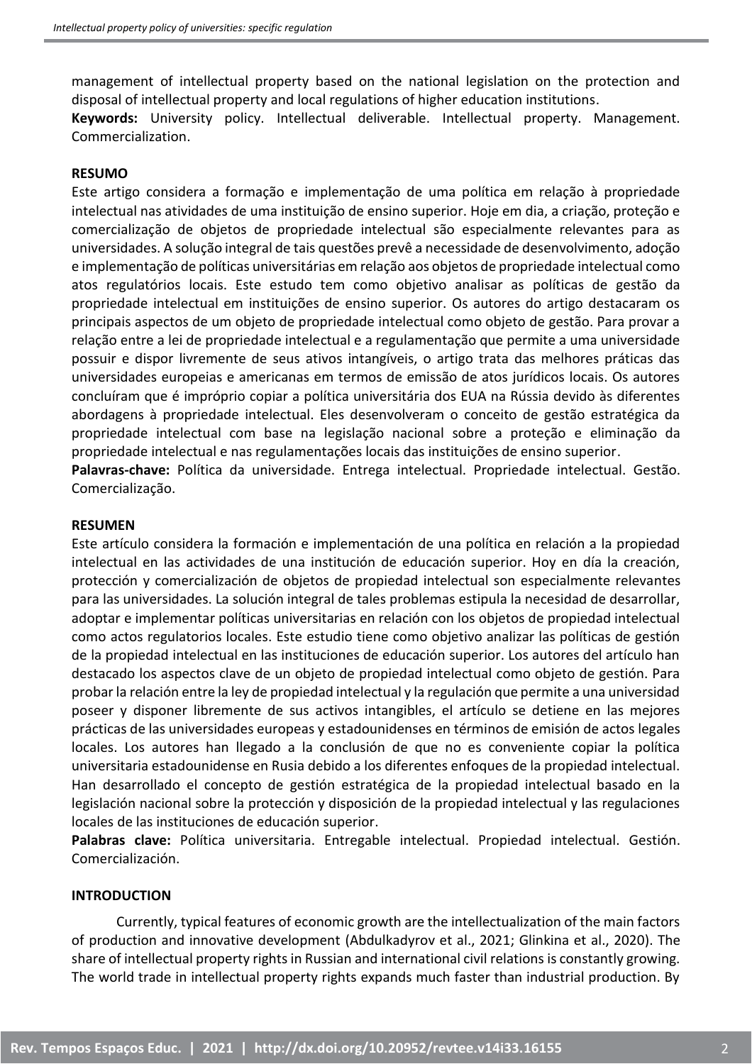management of intellectual property based on the national legislation on the protection and disposal of intellectual property and local regulations of higher education institutions.

**Keywords:** University policy. Intellectual deliverable. Intellectual property. Management. Commercialization.

**RESUMO**

Este artigo considera a formação e implementação de uma política em relação à propriedade intelectual nas atividades de uma instituição de ensino superior. Hoje em dia, a criação, proteção e comercialização de objetos de propriedade intelectual são especialmente relevantes para as universidades. A solução integral de tais questões prevê a necessidade de desenvolvimento, adoção e implementação de políticas universitárias em relação aos objetos de propriedade intelectual como atos regulatórios locais. Este estudo tem como objetivo analisar as políticas de gestão da propriedade intelectual em instituições de ensino superior. Os autores do artigo destacaram os principais aspectos de um objeto de propriedade intelectual como objeto de gestão. Para provar a relação entre a lei de propriedade intelectual e a regulamentação que permite a uma universidade possuir e dispor livremente de seus ativos intangíveis, o artigo trata das melhores práticas das universidades europeias e americanas em termos de emissão de atos jurídicos locais. Os autores concluíram que é impróprio copiar a política universitária dos EUA na Rússia devido às diferentes abordagens à propriedade intelectual. Eles desenvolveram o conceito de gestão estratégica da propriedade intelectual com base na legislação nacional sobre a proteção e eliminação da propriedade intelectual e nas regulamentações locais das instituições de ensino superior.

**Palavras-chave:** Política da universidade. Entrega intelectual. Propriedade intelectual. Gestão. Comercialização.

**RESUMEN**

Este artículo considera la formación e implementación de una política en relación a la propiedad intelectual en las actividades de una institución de educación superior. Hoy en día la creación, protección y comercialización de objetos de propiedad intelectual son especialmente relevantes para las universidades. La solución integral de tales problemas estipula la necesidad de desarrollar, adoptar e implementar políticas universitarias en relación con los objetos de propiedad intelectual como actos regulatorios locales. Este estudio tiene como objetivo analizar las políticas de gestión de la propiedad intelectual en las instituciones de educación superior. Los autores del artículo han destacado los aspectos clave de un objeto de propiedad intelectual como objeto de gestión. Para probar la relación entre la ley de propiedad intelectual y la regulación que permite a una universidad poseer y disponer libremente de sus activos intangibles, el artículo se detiene en las mejores prácticas de las universidades europeas y estadounidenses en términos de emisión de actos legales locales. Los autores han llegado a la conclusión de que no es conveniente copiar la política universitaria estadounidense en Rusia debido a los diferentes enfoques de la propiedad intelectual. Han desarrollado el concepto de gestión estratégica de la propiedad intelectual basado en la legislación nacional sobre la protección y disposición de la propiedad intelectual y las regulaciones locales de las instituciones de educación superior.

**Palabras clave:** Política universitaria. Entregable intelectual. Propiedad intelectual. Gestión. Comercialización.

**INTRODUCTION**

Currently, typical features of economic growth are the intellectualization of the main factors of production and innovative development (Abdulkadyrov et al., 2021; Glinkina et al., 2020). The share of intellectual property rights in Russian and international civil relations is constantly growing. The world trade in intellectual property rights expands much faster than industrial production. By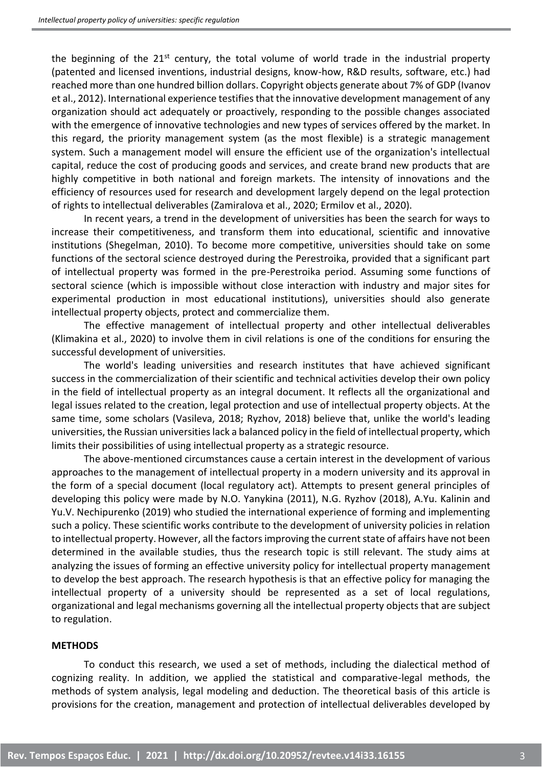the beginning of the 21st century, the total volume of world trade in the industrial property (patented and licensed inventions, industrial designs, know-how, R&D results, software, etc.) had reached more than one hundred billion dollars. Copyright objects generate about 7% of GDP (Ivanov et al., 2012). International experience testifies that the innovative development management of any organization should act adequately or proactively, responding to the possible changes associated with the emergence of innovative technologies and new types of services offered by the market. In this regard, the priority management system (as the most flexible) is a strategic management system. Such a management model will ensure the efficient use of the organization's intellectual capital, reduce the cost of producing goods and services, and create brand new products that are highly competitive in both national and foreign markets. The intensity of innovations and the efficiency of resources used for research and development largely depend on the legal protection of rights to intellectual deliverables (Zamiralova et al., 2020; Ermilov et al., 2020).

In recent years, a trend in the development of universities has been the search for ways to increase their competitiveness, and transform them into educational, scientific and innovative institutions (Shegelman, 2010). To become more competitive, universities should take on some functions of the sectoral science destroyed during the Perestroika, provided that a significant part of intellectual property was formed in the pre-Perestroika period. Assuming some functions of sectoral science (which is impossible without close interaction with industry and major sites for experimental production in most educational institutions), universities should also generate intellectual property objects, protect and commercialize them.

The effective management of intellectual property and other intellectual deliverables (Klimakina et al., 2020) to involve them in civil relations is one of the conditions for ensuring the successful development of universities.

The world's leading universities and research institutes that have achieved significant success in the commercialization of their scientific and technical activities develop their own policy in the field of intellectual property as an integral document. It reflects all the organizational and legal issues related to the creation, legal protection and use of intellectual property objects. At the same time, some scholars (Vasileva, 2018; Ryzhov, 2018) believe that, unlike the world's leading universities, the Russian universities lack a balanced policy in the field of intellectual property, which limits their possibilities of using intellectual property as a strategic resource.

The above-mentioned circumstances cause a certain interest in the development of various approaches to the management of intellectual property in a modern university and its approval in the form of a special document (local regulatory act). Attempts to present general principles of developing this policy were made by N.O. Yanykina (2011), N.G. Ryzhov (2018), A.Yu. Kalinin and Yu.V. Nechipurenko (2019) who studied the international experience of forming and implementing such a policy. These scientific works contribute to the development of university policies in relation to intellectual property. However, all the factors improving the current state of affairs have not been determined in the available studies, thus the research topic is still relevant. The study aims at analyzing the issues of forming an effective university policy for intellectual property management to develop the best approach. The research hypothesis is that an effective policy for managing the intellectual property of a university should be represented as a set of local regulations, organizational and legal mechanisms governing all the intellectual property objects that are subject to regulation.

## METHODS

To conduct this research, we used a set of methods, including the dialectical method of cognizing reality. In addition, we applied the statistical and comparative-legal methods, the methods of system analysis, legal modeling and deduction. The theoretical basis of this article is provisions for the creation, management and protection of intellectual deliverables developed by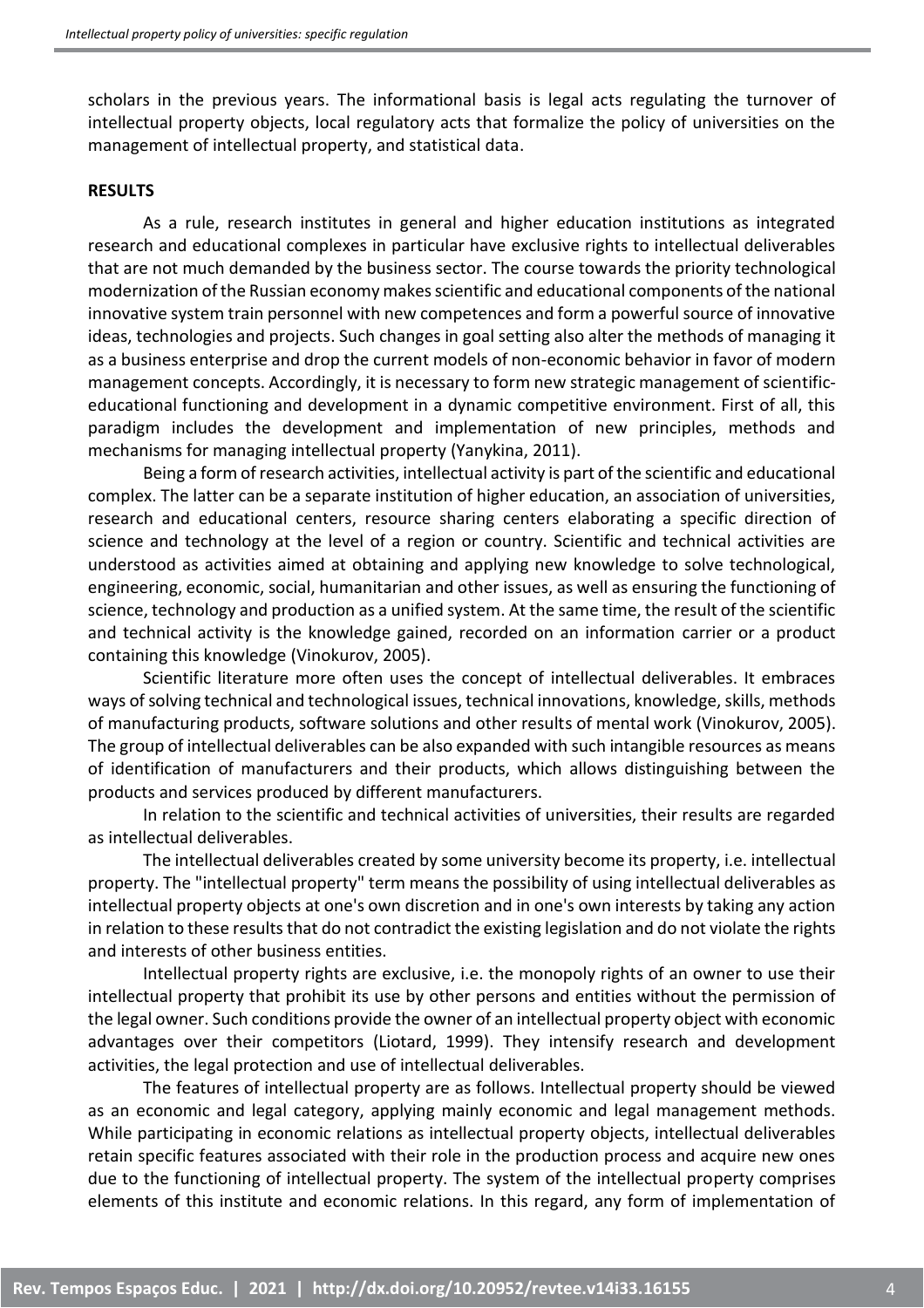scholars in the previous years. The informational basis is legal acts regulating the turnover of intellectual property objects, local regulatory acts that formalize the policy of universities on the management of intellectual property, and statistical data.

## RESULTS

As a rule, research institutes in general and higher education institutions as integrated research and educational complexes in particular have exclusive rights to intellectual deliverables that are not much demanded by the business sector. The course towards the priority technological modernization of the Russian economy makes scientific and educational components of the national innovative system train personnel with new competences and form a powerful source of innovative ideas, technologies and projects. Such changes in goal setting also alter the methods of managing it as a business enterprise and drop the current models of non-economic behavior in favor of modern management concepts. Accordingly, it is necessary to form new strategic management of scientific-educational functioning and development in a dynamic competitive environment. First of all, this paradigm includes the development and implementation of new principles, methods and mechanisms for managing intellectual property (Yanykina, 2011).

Being a form of research activities, intellectual activity is part of the scientific and educational complex. The latter can be a separate institution of higher education, an association of universities, research and educational centers, resource sharing centers elaborating a specific direction of science and technology at the level of a region or country. Scientific and technical activities are understood as activities aimed at obtaining and applying new knowledge to solve technological, engineering, economic, social, humanitarian and other issues, as well as ensuring the functioning of science, technology and production as a unified system. At the same time, the result of the scientific and technical activity is the knowledge gained, recorded on an information carrier or a product containing this knowledge (Vinokurov, 2005).

Scientific literature more often uses the concept of intellectual deliverables. It embraces ways of solving technical and technological issues, technical innovations, knowledge, skills, methods of manufacturing products, software solutions and other results of mental work (Vinokurov, 2005). The group of intellectual deliverables can be also expanded with such intangible resources as means of identification of manufacturers and their products, which allows distinguishing between the products and services produced by different manufacturers.

In relation to the scientific and technical activities of universities, their results are regarded as intellectual deliverables.

The intellectual deliverables created by some university become its property, i.e. intellectual property. The "intellectual property" term means the possibility of using intellectual deliverables as intellectual property objects at one's own discretion and in one's own interests by taking any action in relation to these results that do not contradict the existing legislation and do not violate the rights and interests of other business entities.

Intellectual property rights are exclusive, i.e. the monopoly rights of an owner to use their intellectual property that prohibit its use by other persons and entities without the permission of the legal owner. Such conditions provide the owner of an intellectual property object with economic advantages over their competitors (Liotard, 1999). They intensify research and development activities, the legal protection and use of intellectual deliverables.

The features of intellectual property are as follows. Intellectual property should be viewed as an economic and legal category, applying mainly economic and legal management methods. While participating in economic relations as intellectual property objects, intellectual deliverables retain specific features associated with their role in the production process and acquire new ones due to the functioning of intellectual property. The system of the intellectual property comprises elements of this institute and economic relations. In this regard, any form of implementation of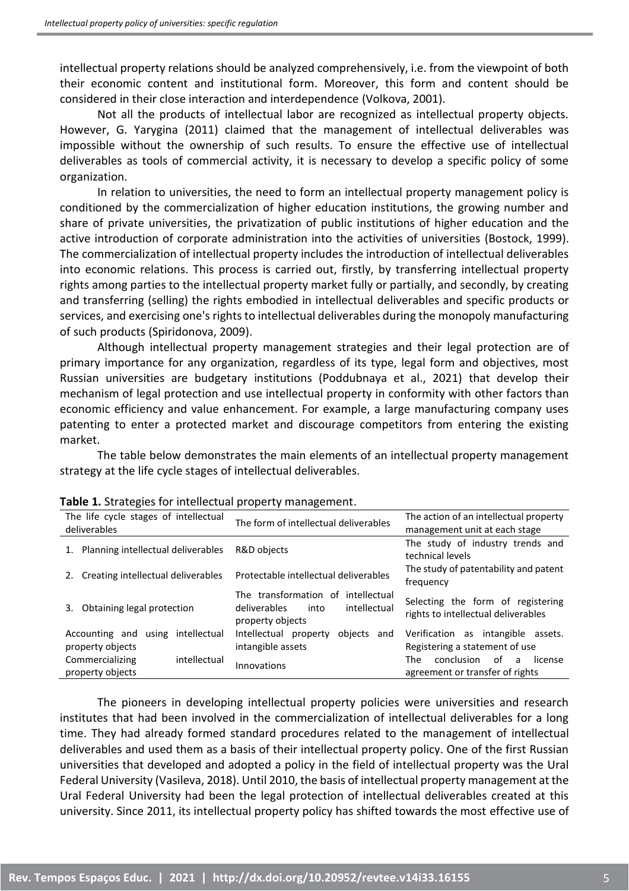intellectual property relations should be analyzed comprehensively, i.e. from the viewpoint of both their economic content and institutional form. Moreover, this form and content should be considered in their close interaction and interdependence (Volkova, 2001).

Not all the products of intellectual labor are recognized as intellectual property objects. However, G. Yarygina (2011) claimed that the management of intellectual deliverables was impossible without the ownership of such results. To ensure the effective use of intellectual deliverables as tools of commercial activity, it is necessary to develop a specific policy of some organization.

In relation to universities, the need to form an intellectual property management policy is conditioned by the commercialization of higher education institutions, the growing number and share of private universities, the privatization of public institutions of higher education and the active introduction of corporate administration into the activities of universities (Bostock, 1999). The commercialization of intellectual property includes the introduction of intellectual deliverables into economic relations. This process is carried out, firstly, by transferring intellectual property rights among parties to the intellectual property market fully or partially, and secondly, by creating and transferring (selling) the rights embodied in intellectual deliverables and specific products or services, and exercising one's rights to intellectual deliverables during the monopoly manufacturing of such products (Spiridonova, 2009).

Although intellectual property management strategies and their legal protection are of primary importance for any organization, regardless of its type, legal form and objectives, most Russian universities are budgetary institutions (Poddubnaya et al., 2021) that develop their mechanism of legal protection and use intellectual property in conformity with other factors than economic efficiency and value enhancement. For example, a large manufacturing company uses patenting to enter a protected market and discourage competitors from entering the existing market.

The table below demonstrates the main elements of an intellectual property management strategy at the life cycle stages of intellectual deliverables.

**Table 1.** Strategies for intellectual property management.

| The life cycle stages of intellectual deliverables | The form of intellectual deliverables | The action of an intellectual property management unit at each stage |
|---|---|---|
| 1. Planning intellectual deliverables | R&D objects | The study of industry trends and technical levels |
| 2. Creating intellectual deliverables | Protectable intellectual deliverables | The study of patentability and patent frequency |
| 3. Obtaining legal protection | The transformation of intellectual deliverables into intellectual property objects | Selecting the form of registering rights to intellectual deliverables |
| Accounting and using intellectual property objects | Intellectual property objects and intangible assets | Verification as intangible assets. Registering a statement of use |
| Commercializing intellectual property objects | Innovations | The conclusion of a license agreement or transfer of rights |

The pioneers in developing intellectual property policies were universities and research institutes that had been involved in the commercialization of intellectual deliverables for a long time. They had already formed standard procedures related to the management of intellectual deliverables and used them as a basis of their intellectual property policy. One of the first Russian universities that developed and adopted a policy in the field of intellectual property was the Ural Federal University (Vasileva, 2018). Until 2010, the basis of intellectual property management at the Ural Federal University had been the legal protection of intellectual deliverables created at this university. Since 2011, its intellectual property policy has shifted towards the most effective use of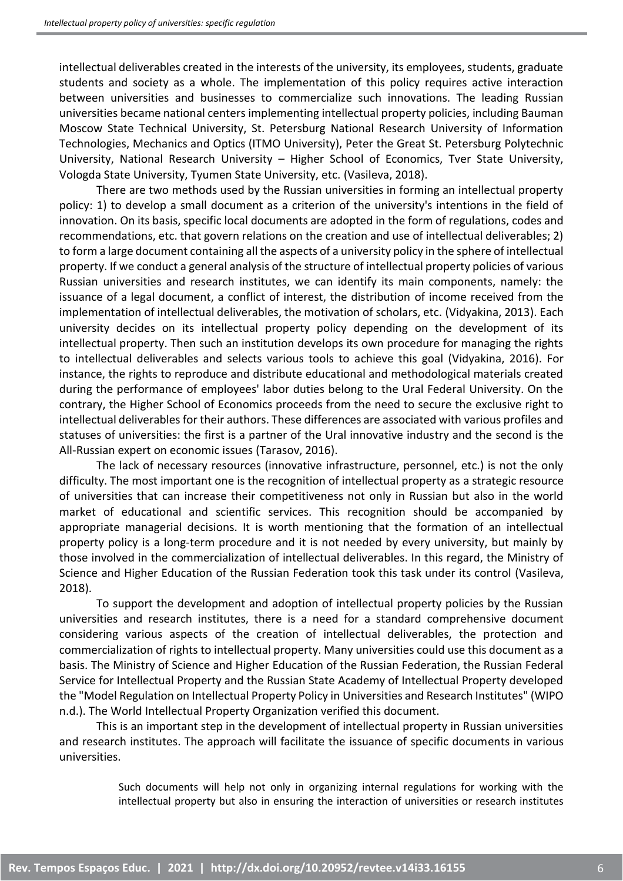intellectual deliverables created in the interests of the university, its employees, students, graduate students and society as a whole. The implementation of this policy requires active interaction between universities and businesses to commercialize such innovations. The leading Russian universities became national centers implementing intellectual property policies, including Bauman Moscow State Technical University, St. Petersburg National Research University of Information Technologies, Mechanics and Optics (ITMO University), Peter the Great St. Petersburg Polytechnic University, National Research University – Higher School of Economics, Tver State University, Vologda State University, Tyumen State University, etc. (Vasileva, 2018).

There are two methods used by the Russian universities in forming an intellectual property policy: 1) to develop a small document as a criterion of the university's intentions in the field of innovation. On its basis, specific local documents are adopted in the form of regulations, codes and recommendations, etc. that govern relations on the creation and use of intellectual deliverables; 2) to form a large document containing all the aspects of a university policy in the sphere of intellectual property. If we conduct a general analysis of the structure of intellectual property policies of various Russian universities and research institutes, we can identify its main components, namely: the issuance of a legal document, a conflict of interest, the distribution of income received from the implementation of intellectual deliverables, the motivation of scholars, etc. (Vidyakina, 2013). Each university decides on its intellectual property policy depending on the development of its intellectual property. Then such an institution develops its own procedure for managing the rights to intellectual deliverables and selects various tools to achieve this goal (Vidyakina, 2016). For instance, the rights to reproduce and distribute educational and methodological materials created during the performance of employees' labor duties belong to the Ural Federal University. On the contrary, the Higher School of Economics proceeds from the need to secure the exclusive right to intellectual deliverables for their authors. These differences are associated with various profiles and statuses of universities: the first is a partner of the Ural innovative industry and the second is the All-Russian expert on economic issues (Tarasov, 2016).

The lack of necessary resources (innovative infrastructure, personnel, etc.) is not the only difficulty. The most important one is the recognition of intellectual property as a strategic resource of universities that can increase their competitiveness not only in Russian but also in the world market of educational and scientific services. This recognition should be accompanied by appropriate managerial decisions. It is worth mentioning that the formation of an intellectual property policy is a long-term procedure and it is not needed by every university, but mainly by those involved in the commercialization of intellectual deliverables. In this regard, the Ministry of Science and Higher Education of the Russian Federation took this task under its control (Vasileva, 2018).

To support the development and adoption of intellectual property policies by the Russian universities and research institutes, there is a need for a standard comprehensive document considering various aspects of the creation of intellectual deliverables, the protection and commercialization of rights to intellectual property. Many universities could use this document as a basis. The Ministry of Science and Higher Education of the Russian Federation, the Russian Federal Service for Intellectual Property and the Russian State Academy of Intellectual Property developed the "Model Regulation on Intellectual Property Policy in Universities and Research Institutes" (WIPO n.d.). The World Intellectual Property Organization verified this document.

This is an important step in the development of intellectual property in Russian universities and research institutes. The approach will facilitate the issuance of specific documents in various universities.

> Such documents will help not only in organizing internal regulations for working with the intellectual property but also in ensuring the interaction of universities or research institutes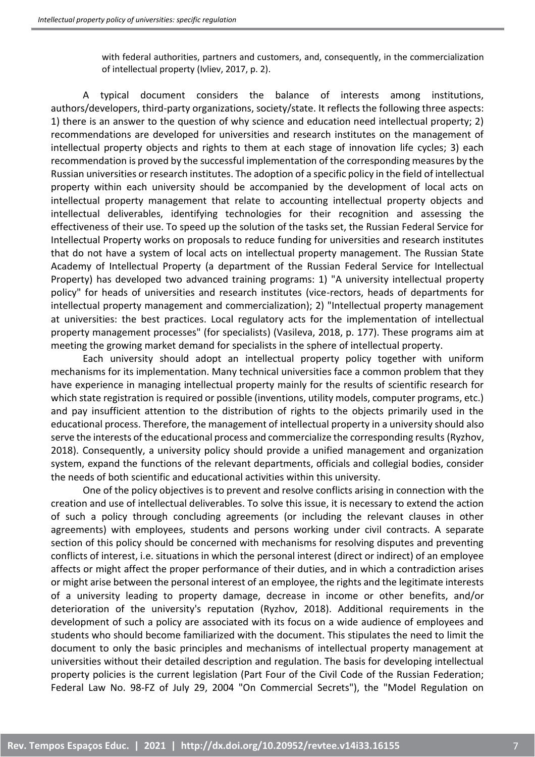with federal authorities, partners and customers, and, consequently, in the commercialization of intellectual property (Ivliev, 2017, p. 2).

A typical document considers the balance of interests among institutions, authors/developers, third-party organizations, society/state. It reflects the following three aspects: 1) there is an answer to the question of why science and education need intellectual property; 2) recommendations are developed for universities and research institutes on the management of intellectual property objects and rights to them at each stage of innovation life cycles; 3) each recommendation is proved by the successful implementation of the corresponding measures by the Russian universities or research institutes. The adoption of a specific policy in the field of intellectual property within each university should be accompanied by the development of local acts on intellectual property management that relate to accounting intellectual property objects and intellectual deliverables, identifying technologies for their recognition and assessing the effectiveness of their use. To speed up the solution of the tasks set, the Russian Federal Service for Intellectual Property works on proposals to reduce funding for universities and research institutes that do not have a system of local acts on intellectual property management. The Russian State Academy of Intellectual Property (a department of the Russian Federal Service for Intellectual Property) has developed two advanced training programs: 1) "A university intellectual property policy" for heads of universities and research institutes (vice-rectors, heads of departments for intellectual property management and commercialization); 2) "Intellectual property management at universities: the best practices. Local regulatory acts for the implementation of intellectual property management processes" (for specialists) (Vasileva, 2018, p. 177). These programs aim at meeting the growing market demand for specialists in the sphere of intellectual property.

Each university should adopt an intellectual property policy together with uniform mechanisms for its implementation. Many technical universities face a common problem that they have experience in managing intellectual property mainly for the results of scientific research for which state registration is required or possible (inventions, utility models, computer programs, etc.) and pay insufficient attention to the distribution of rights to the objects primarily used in the educational process. Therefore, the management of intellectual property in a university should also serve the interests of the educational process and commercialize the corresponding results (Ryzhov, 2018). Consequently, a university policy should provide a unified management and organization system, expand the functions of the relevant departments, officials and collegial bodies, consider the needs of both scientific and educational activities within this university.

One of the policy objectives is to prevent and resolve conflicts arising in connection with the creation and use of intellectual deliverables. To solve this issue, it is necessary to extend the action of such a policy through concluding agreements (or including the relevant clauses in other agreements) with employees, students and persons working under civil contracts. A separate section of this policy should be concerned with mechanisms for resolving disputes and preventing conflicts of interest, i.e. situations in which the personal interest (direct or indirect) of an employee affects or might affect the proper performance of their duties, and in which a contradiction arises or might arise between the personal interest of an employee, the rights and the legitimate interests of a university leading to property damage, decrease in income or other benefits, and/or deterioration of the university's reputation (Ryzhov, 2018). Additional requirements in the development of such a policy are associated with its focus on a wide audience of employees and students who should become familiarized with the document. This stipulates the need to limit the document to only the basic principles and mechanisms of intellectual property management at universities without their detailed description and regulation. The basis for developing intellectual property policies is the current legislation (Part Four of the Civil Code of the Russian Federation; Federal Law No. 98-FZ of July 29, 2004 "On Commercial Secrets"), the "Model Regulation on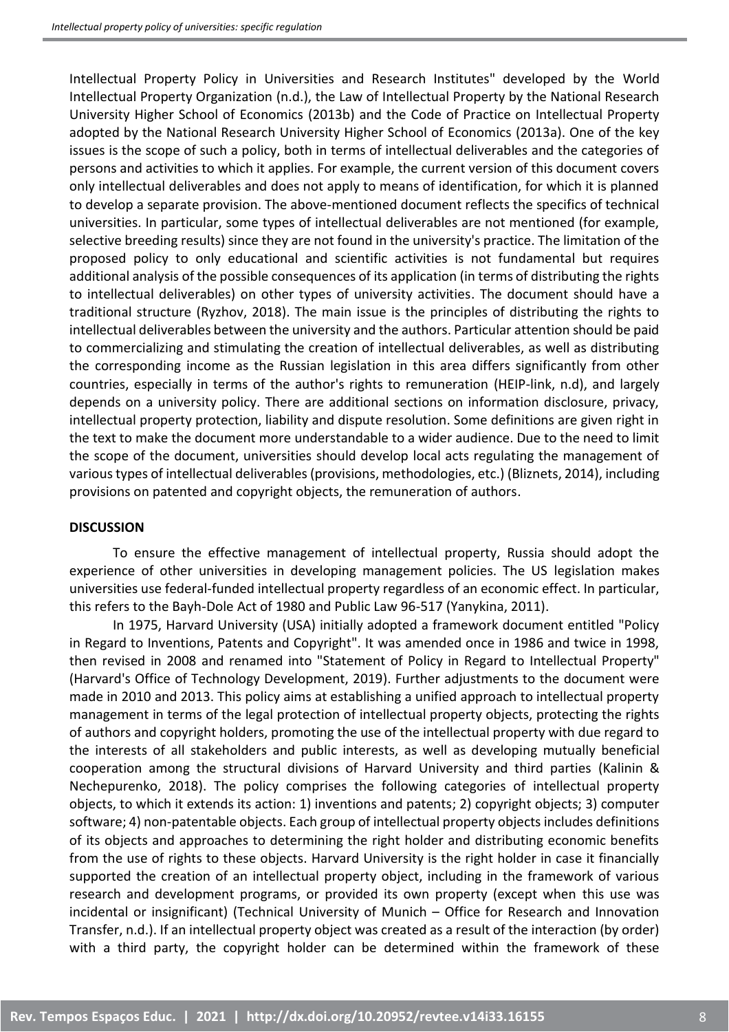Intellectual Property Policy in Universities and Research Institutes" developed by the World Intellectual Property Organization (n.d.), the Law of Intellectual Property by the National Research University Higher School of Economics (2013b) and the Code of Practice on Intellectual Property adopted by the National Research University Higher School of Economics (2013a). One of the key issues is the scope of such a policy, both in terms of intellectual deliverables and the categories of persons and activities to which it applies. For example, the current version of this document covers only intellectual deliverables and does not apply to means of identification, for which it is planned to develop a separate provision. The above-mentioned document reflects the specifics of technical universities. In particular, some types of intellectual deliverables are not mentioned (for example, selective breeding results) since they are not found in the university's practice. The limitation of the proposed policy to only educational and scientific activities is not fundamental but requires additional analysis of the possible consequences of its application (in terms of distributing the rights to intellectual deliverables) on other types of university activities. The document should have a traditional structure (Ryzhov, 2018). The main issue is the principles of distributing the rights to intellectual deliverables between the university and the authors. Particular attention should be paid to commercializing and stimulating the creation of intellectual deliverables, as well as distributing the corresponding income as the Russian legislation in this area differs significantly from other countries, especially in terms of the author's rights to remuneration (HEIP-link, n.d), and largely depends on a university policy. There are additional sections on information disclosure, privacy, intellectual property protection, liability and dispute resolution. Some definitions are given right in the text to make the document more understandable to a wider audience. Due to the need to limit the scope of the document, universities should develop local acts regulating the management of various types of intellectual deliverables (provisions, methodologies, etc.) (Bliznets, 2014), including provisions on patented and copyright objects, the remuneration of authors.

**DISCUSSION**

To ensure the effective management of intellectual property, Russia should adopt the experience of other universities in developing management policies. The US legislation makes universities use federal-funded intellectual property regardless of an economic effect. In particular, this refers to the Bayh-Dole Act of 1980 and Public Law 96-517 (Yanykina, 2011).

In 1975, Harvard University (USA) initially adopted a framework document entitled "Policy in Regard to Inventions, Patents and Copyright". It was amended once in 1986 and twice in 1998, then revised in 2008 and renamed into "Statement of Policy in Regard to Intellectual Property" (Harvard's Office of Technology Development, 2019). Further adjustments to the document were made in 2010 and 2013. This policy aims at establishing a unified approach to intellectual property management in terms of the legal protection of intellectual property objects, protecting the rights of authors and copyright holders, promoting the use of the intellectual property with due regard to the interests of all stakeholders and public interests, as well as developing mutually beneficial cooperation among the structural divisions of Harvard University and third parties (Kalinin & Nechepurenko, 2018). The policy comprises the following categories of intellectual property objects, to which it extends its action: 1) inventions and patents; 2) copyright objects; 3) computer software; 4) non-patentable objects. Each group of intellectual property objects includes definitions of its objects and approaches to determining the right holder and distributing economic benefits from the use of rights to these objects. Harvard University is the right holder in case it financially supported the creation of an intellectual property object, including in the framework of various research and development programs, or provided its own property (except when this use was incidental or insignificant) (Technical University of Munich – Office for Research and Innovation Transfer, n.d.). If an intellectual property object was created as a result of the interaction (by order) with a third party, the copyright holder can be determined within the framework of these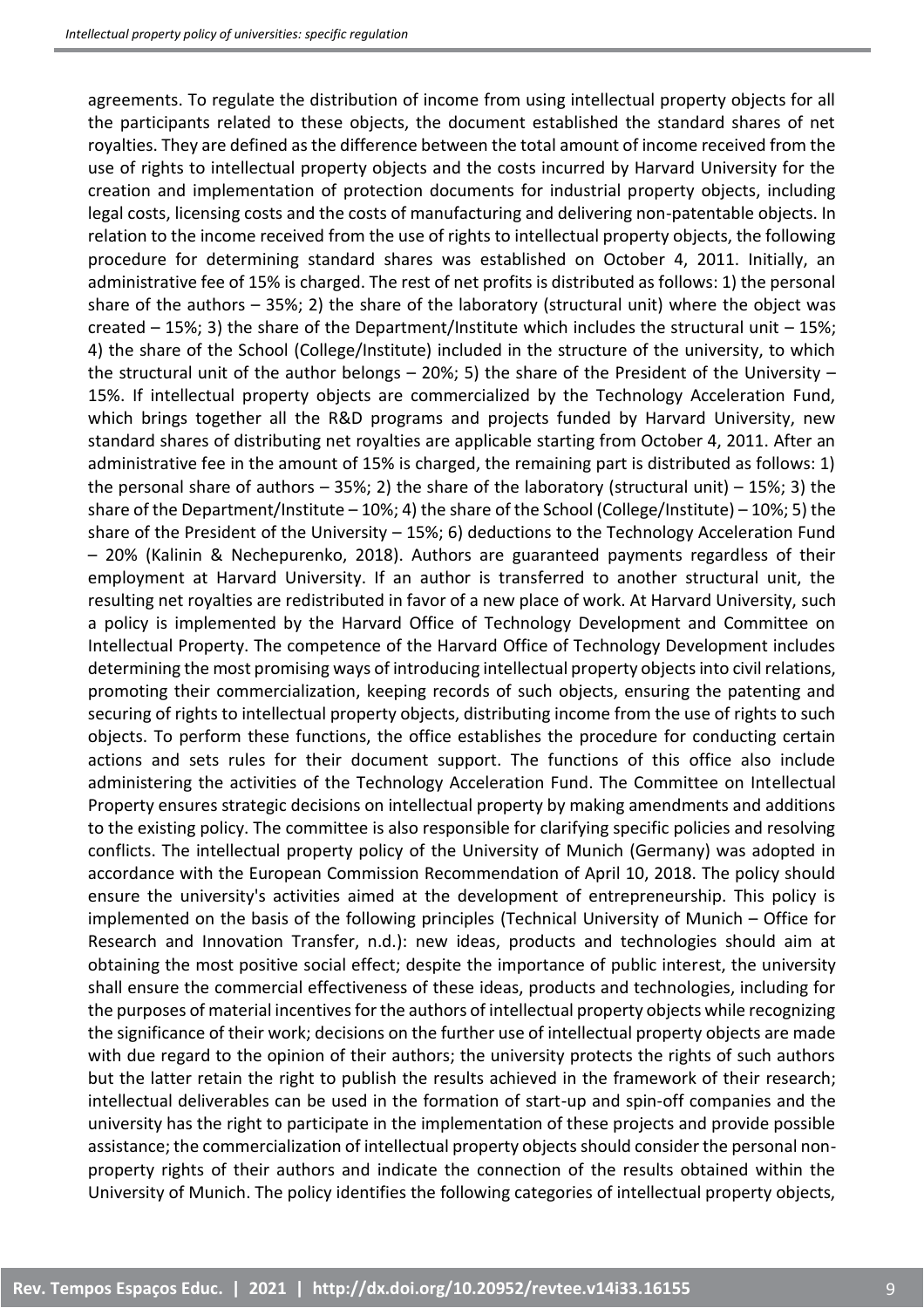agreements. To regulate the distribution of income from using intellectual property objects for all the participants related to these objects, the document established the standard shares of net royalties. They are defined as the difference between the total amount of income received from the use of rights to intellectual property objects and the costs incurred by Harvard University for the creation and implementation of protection documents for industrial property objects, including legal costs, licensing costs and the costs of manufacturing and delivering non-patentable objects. In relation to the income received from the use of rights to intellectual property objects, the following procedure for determining standard shares was established on October 4, 2011. Initially, an administrative fee of 15% is charged. The rest of net profits is distributed as follows: 1) the personal share of the authors – 35%; 2) the share of the laboratory (structural unit) where the object was created – 15%; 3) the share of the Department/Institute which includes the structural unit – 15%; 4) the share of the School (College/Institute) included in the structure of the university, to which the structural unit of the author belongs – 20%; 5) the share of the President of the University – 15%. If intellectual property objects are commercialized by the Technology Acceleration Fund, which brings together all the R&D programs and projects funded by Harvard University, new standard shares of distributing net royalties are applicable starting from October 4, 2011. After an administrative fee in the amount of 15% is charged, the remaining part is distributed as follows: 1) the personal share of authors – 35%; 2) the share of the laboratory (structural unit) – 15%; 3) the share of the Department/Institute – 10%; 4) the share of the School (College/Institute) – 10%; 5) the share of the President of the University – 15%; 6) deductions to the Technology Acceleration Fund – 20% (Kalinin & Nechepurenko, 2018). Authors are guaranteed payments regardless of their employment at Harvard University. If an author is transferred to another structural unit, the resulting net royalties are redistributed in favor of a new place of work. At Harvard University, such a policy is implemented by the Harvard Office of Technology Development and Committee on Intellectual Property. The competence of the Harvard Office of Technology Development includes determining the most promising ways of introducing intellectual property objects into civil relations, promoting their commercialization, keeping records of such objects, ensuring the patenting and securing of rights to intellectual property objects, distributing income from the use of rights to such objects. To perform these functions, the office establishes the procedure for conducting certain actions and sets rules for their document support. The functions of this office also include administering the activities of the Technology Acceleration Fund. The Committee on Intellectual Property ensures strategic decisions on intellectual property by making amendments and additions to the existing policy. The committee is also responsible for clarifying specific policies and resolving conflicts. The intellectual property policy of the University of Munich (Germany) was adopted in accordance with the European Commission Recommendation of April 10, 2018. The policy should ensure the university's activities aimed at the development of entrepreneurship. This policy is implemented on the basis of the following principles (Technical University of Munich – Office for Research and Innovation Transfer, n.d.): new ideas, products and technologies should aim at obtaining the most positive social effect; despite the importance of public interest, the university shall ensure the commercial effectiveness of these ideas, products and technologies, including for the purposes of material incentives for the authors of intellectual property objects while recognizing the significance of their work; decisions on the further use of intellectual property objects are made with due regard to the opinion of their authors; the university protects the rights of such authors but the latter retain the right to publish the results achieved in the framework of their research; intellectual deliverables can be used in the formation of start-up and spin-off companies and the university has the right to participate in the implementation of these projects and provide possible assistance; the commercialization of intellectual property objects should consider the personal non-property rights of their authors and indicate the connection of the results obtained within the University of Munich. The policy identifies the following categories of intellectual property objects,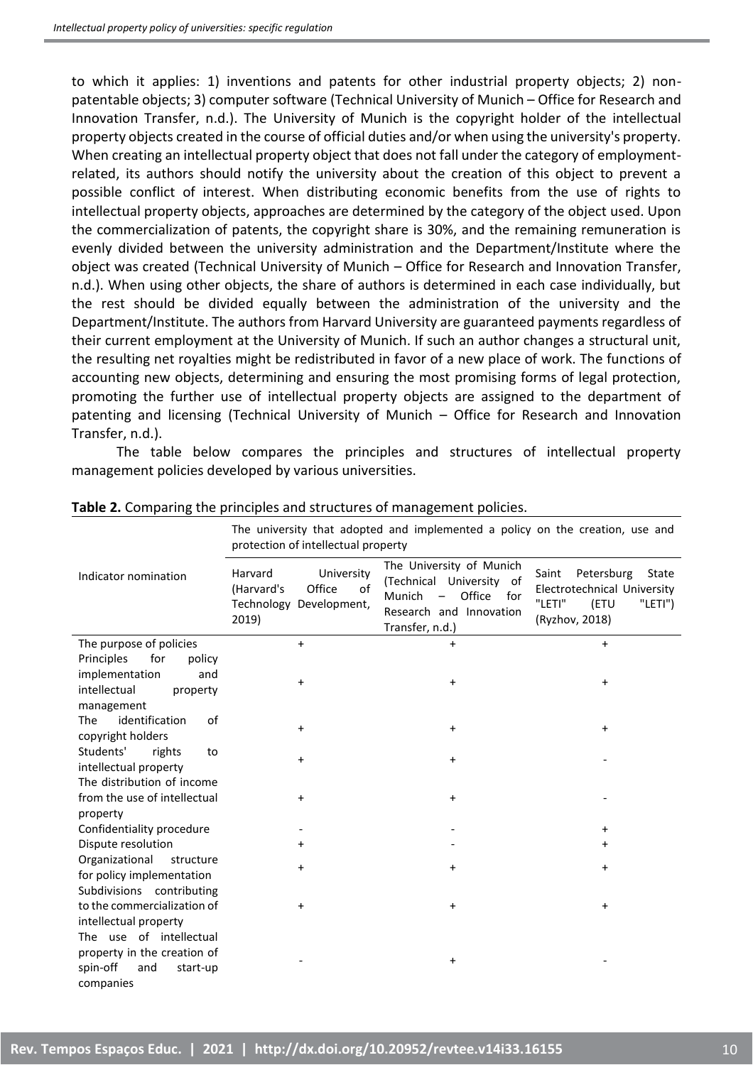to which it applies: 1) inventions and patents for other industrial property objects; 2) non-patentable objects; 3) computer software (Technical University of Munich – Office for Research and Innovation Transfer, n.d.). The University of Munich is the copyright holder of the intellectual property objects created in the course of official duties and/or when using the university's property. When creating an intellectual property object that does not fall under the category of employment-related, its authors should notify the university about the creation of this object to prevent a possible conflict of interest. When distributing economic benefits from the use of rights to intellectual property objects, approaches are determined by the category of the object used. Upon the commercialization of patents, the copyright share is 30%, and the remaining remuneration is evenly divided between the university administration and the Department/Institute where the object was created (Technical University of Munich – Office for Research and Innovation Transfer, n.d.). When using other objects, the share of authors is determined in each case individually, but the rest should be divided equally between the administration of the university and the Department/Institute. The authors from Harvard University are guaranteed payments regardless of their current employment at the University of Munich. If such an author changes a structural unit, the resulting net royalties might be redistributed in favor of a new place of work. The functions of accounting new objects, determining and ensuring the most promising forms of legal protection, promoting the further use of intellectual property objects are assigned to the department of patenting and licensing (Technical University of Munich – Office for Research and Innovation Transfer, n.d.).

The table below compares the principles and structures of intellectual property management policies developed by various universities.

**Table 2.** Comparing the principles and structures of management policies.

| Indicator nomination | The university that adopted and implemented a policy on the creation, use and protection of intellectual property | | |
|---|---|---|---|
| | Harvard University (Harvard's Office of Technology Development, 2019) | The University of Munich (Technical University of Munich – Office for Research and Innovation Transfer, n.d.) | Saint Petersburg State Electrotechnical University "LETI" (ETU "LETI") (Ryzhov, 2018) |
| The purpose of policies | + | + | + |
| Principles for policy implementation and intellectual property management | + | + | + |
| The identification of copyright holders | + | + | + |
| Students' rights to intellectual property | + | + | - |
| The distribution of income from the use of intellectual property | + | + | - |
| Confidentiality procedure | - | - | + |
| Dispute resolution | + | - | + |
| Organizational structure for policy implementation | + | + | + |
| Subdivisions contributing to the commercialization of intellectual property | + | + | + |
| The use of intellectual property in the creation of spin-off and start-up companies | - | + | - |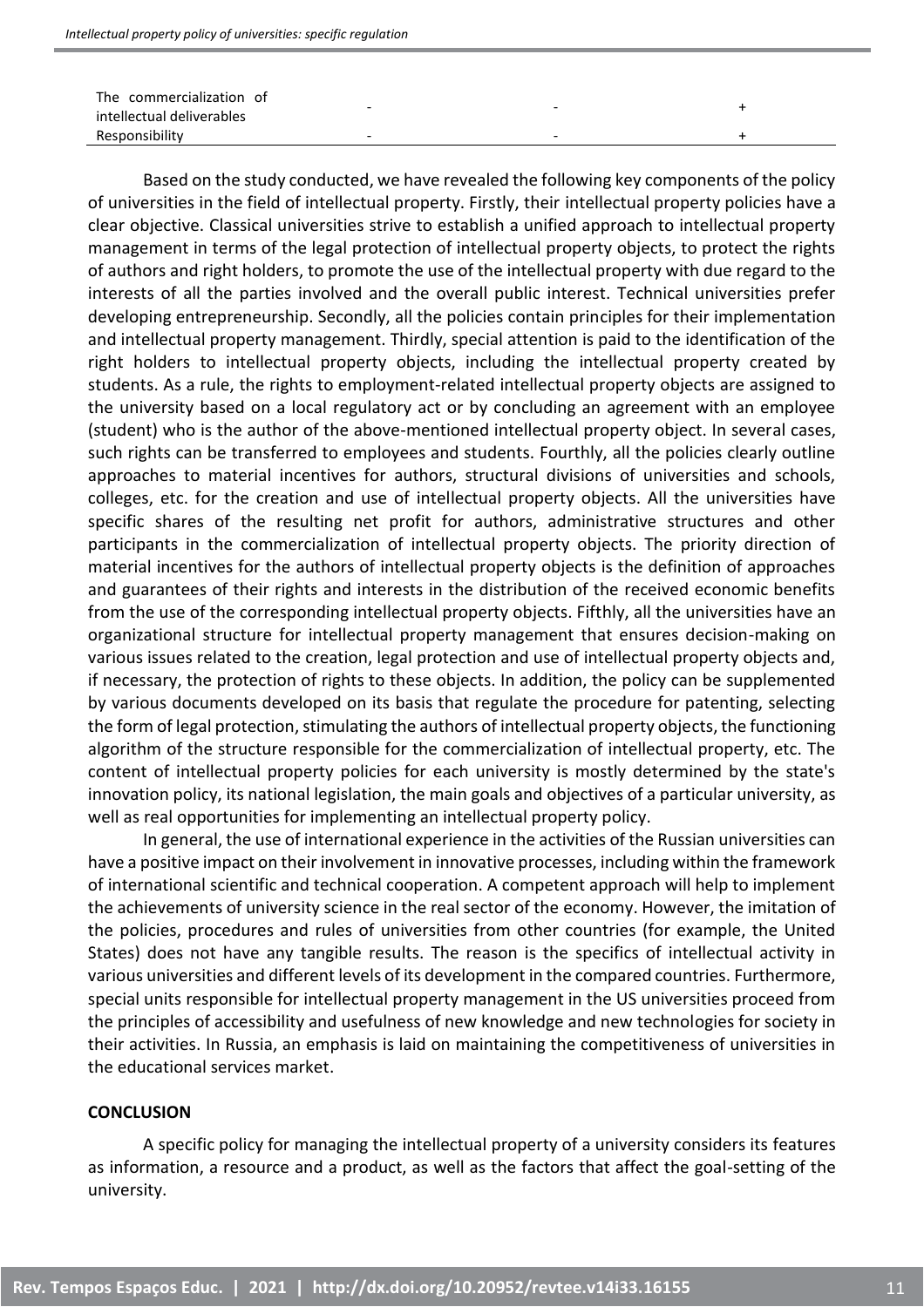| | | | |
|---|---|---|---|
| The commercialization of intellectual deliverables | - | - | + |
| Responsibility | - | - | + |

Based on the study conducted, we have revealed the following key components of the policy of universities in the field of intellectual property. Firstly, their intellectual property policies have a clear objective. Classical universities strive to establish a unified approach to intellectual property management in terms of the legal protection of intellectual property objects, to protect the rights of authors and right holders, to promote the use of the intellectual property with due regard to the interests of all the parties involved and the overall public interest. Technical universities prefer developing entrepreneurship. Secondly, all the policies contain principles for their implementation and intellectual property management. Thirdly, special attention is paid to the identification of the right holders to intellectual property objects, including the intellectual property created by students. As a rule, the rights to employment-related intellectual property objects are assigned to the university based on a local regulatory act or by concluding an agreement with an employee (student) who is the author of the above-mentioned intellectual property object. In several cases, such rights can be transferred to employees and students. Fourthly, all the policies clearly outline approaches to material incentives for authors, structural divisions of universities and schools, colleges, etc. for the creation and use of intellectual property objects. All the universities have specific shares of the resulting net profit for authors, administrative structures and other participants in the commercialization of intellectual property objects. The priority direction of material incentives for the authors of intellectual property objects is the definition of approaches and guarantees of their rights and interests in the distribution of the received economic benefits from the use of the corresponding intellectual property objects. Fifthly, all the universities have an organizational structure for intellectual property management that ensures decision-making on various issues related to the creation, legal protection and use of intellectual property objects and, if necessary, the protection of rights to these objects. In addition, the policy can be supplemented by various documents developed on its basis that regulate the procedure for patenting, selecting the form of legal protection, stimulating the authors of intellectual property objects, the functioning algorithm of the structure responsible for the commercialization of intellectual property, etc. The content of intellectual property policies for each university is mostly determined by the state's innovation policy, its national legislation, the main goals and objectives of a particular university, as well as real opportunities for implementing an intellectual property policy.

In general, the use of international experience in the activities of the Russian universities can have a positive impact on their involvement in innovative processes, including within the framework of international scientific and technical cooperation. A competent approach will help to implement the achievements of university science in the real sector of the economy. However, the imitation of the policies, procedures and rules of universities from other countries (for example, the United States) does not have any tangible results. The reason is the specifics of intellectual activity in various universities and different levels of its development in the compared countries. Furthermore, special units responsible for intellectual property management in the US universities proceed from the principles of accessibility and usefulness of new knowledge and new technologies for society in their activities. In Russia, an emphasis is laid on maintaining the competitiveness of universities in the educational services market.

## CONCLUSION

A specific policy for managing the intellectual property of a university considers its features as information, a resource and a product, as well as the factors that affect the goal-setting of the university.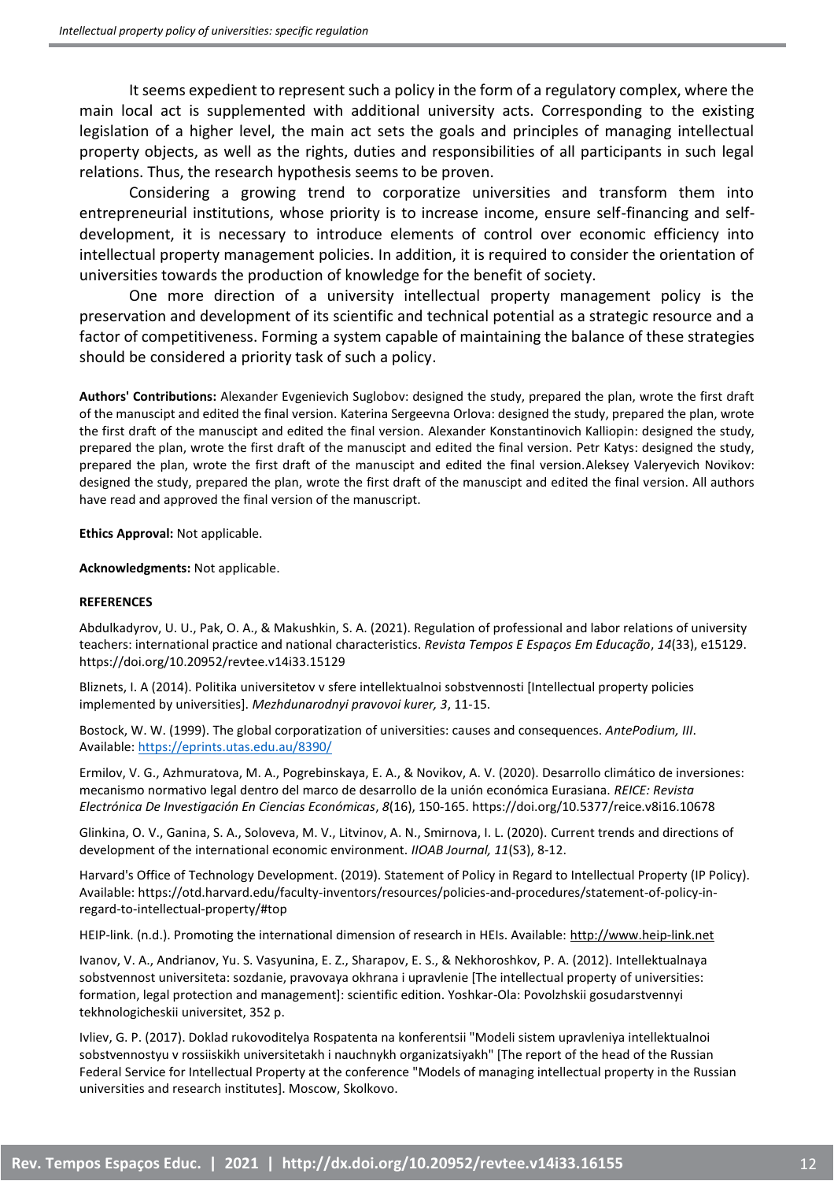It seems expedient to represent such a policy in the form of a regulatory complex, where the main local act is supplemented with additional university acts. Corresponding to the existing legislation of a higher level, the main act sets the goals and principles of managing intellectual property objects, as well as the rights, duties and responsibilities of all participants in such legal relations. Thus, the research hypothesis seems to be proven.

Considering a growing trend to corporatize universities and transform them into entrepreneurial institutions, whose priority is to increase income, ensure self-financing and self-development, it is necessary to introduce elements of control over economic efficiency into intellectual property management policies. In addition, it is required to consider the orientation of universities towards the production of knowledge for the benefit of society.

One more direction of a university intellectual property management policy is the preservation and development of its scientific and technical potential as a strategic resource and a factor of competitiveness. Forming a system capable of maintaining the balance of these strategies should be considered a priority task of such a policy.

**Authors' Contributions:** Alexander Evgenievich Suglobov: designed the study, prepared the plan, wrote the first draft of the manuscipt and edited the final version. Katerina Sergeevna Orlova: designed the study, prepared the plan, wrote the first draft of the manuscipt and edited the final version. Alexander Konstantinovich Kalliopin: designed the study, prepared the plan, wrote the first draft of the manuscipt and edited the final version. Petr Katys: designed the study, prepared the plan, wrote the first draft of the manuscipt and edited the final version.Aleksey Valeryevich Novikov: designed the study, prepared the plan, wrote the first draft of the manuscipt and edited the final version. All authors have read and approved the final version of the manuscript.

**Ethics Approval:** Not applicable.

**Acknowledgments:** Not applicable.

**REFERENCES**

Abdulkadyrov, U. U., Pak, O. A., & Makushkin, S. A. (2021). Regulation of professional and labor relations of university teachers: international practice and national characteristics. *Revista Tempos E Espaços Em Educação*, *14*(33), e15129. https://doi.org/10.20952/revtee.v14i33.15129

Bliznets, I. A (2014). Politika universitetov v sfere intellektualnoi sobstvennosti [Intellectual property policies implemented by universities]. *Mezhdunarodnyi pravovoi kurer, 3*, 11-15.

Bostock, W. W. (1999). The global corporatization of universities: causes and consequences. *AntePodium, III*. Available: https://eprints.utas.edu.au/8390/

Ermilov, V. G., Azhmuratova, M. A., Pogrebinskaya, E. A., & Novikov, A. V. (2020). Desarrollo climático de inversiones: mecanismo normativo legal dentro del marco de desarrollo de la unión económica Eurasiana. *REICE: Revista Electrónica De Investigación En Ciencias Económicas*, *8*(16), 150-165. https://doi.org/10.5377/reice.v8i16.10678

Glinkina, O. V., Ganina, S. A., Soloveva, M. V., Litvinov, A. N., Smirnova, I. L. (2020). Current trends and directions of development of the international economic environment. *IIOAB Journal, 11*(S3), 8-12.

Harvard's Office of Technology Development. (2019). Statement of Policy in Regard to Intellectual Property (IP Policy). Available: https://otd.harvard.edu/faculty-inventors/resources/policies-and-procedures/statement-of-policy-in-regard-to-intellectual-property/#top

HEIP-link. (n.d.). Promoting the international dimension of research in HEIs. Available: http://www.heip-link.net

Ivanov, V. A., Andrianov, Yu. S. Vasyunina, E. Z., Sharapov, E. S., & Nekhoroshkov, P. A. (2012). Intellektualnaya sobstvennost universiteta: sozdanie, pravovaya okhrana i upravlenie [The intellectual property of universities: formation, legal protection and management]: scientific edition. Yoshkar-Ola: Povolzhskii gosudarstvennyi tekhnologicheskii universitet, 352 p.

Ivliev, G. P. (2017). Doklad rukovoditelya Rospatenta na konferentsii "Modeli sistem upravleniya intellektualnoi sobstvennostyu v rossiiskikh universitetakh i nauchnykh organizatsiyakh" [The report of the head of the Russian Federal Service for Intellectual Property at the conference "Models of managing intellectual property in the Russian universities and research institutes]. Moscow, Skolkovo.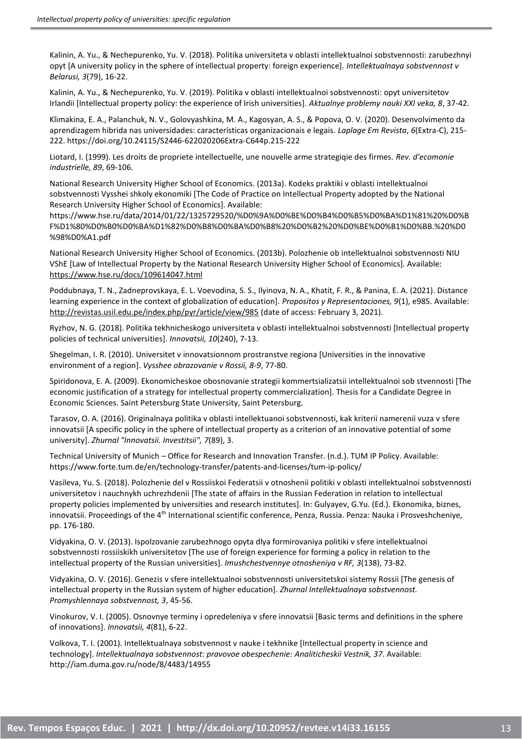Kalinin, A. Yu., & Nechepurenko, Yu. V. (2018). Politika universiteta v oblasti intellektualnoi sobstvennosti: zarubezhnyi opyt [A university policy in the sphere of intellectual property: foreign experience]. *Intellektualnaya sobstvennost v Belarusi, 3*(79), 16-22.

Kalinin, A. Yu., & Nechepurenko, Yu. V. (2019). Politika v oblasti intellektualnoi sobstvennosti: opyt universitetov Irlandii [Intellectual property policy: the experience of Irish universities]. *Aktualnye problemy nauki XXI veka, 8*, 37-42.

Klimakina, E. A., Palanchuk, N. V., Golovyashkina, M. A., Kagosyan, A. S., & Popova, O. V. (2020). Desenvolvimento da aprendizagem hibrida nas universidades: características organizacionais e legais. *Laplage Em Revista*, *6*(Extra-C), 215-222. https://doi.org/10.24115/S2446-622020206Extra-C644p.215-222

Liotard, I. (1999). Les droits de propriete intellectuelle, une nouvelle arme strategiqie des firmes. *Rev. d'ecomonie industrielle, 89*, 69-106.

National Research University Higher School of Economics. (2013a). Kodeks praktiki v oblasti intellektualnoi sobstvennosti Vysshei shkoly ekonomiki [The Code of Practice on Intellectual Property adopted by the National Research University Higher School of Economics]. Available: https://www.hse.ru/data/2014/01/22/1325729520/%D0%9A%D0%BE%D0%B4%D0%B5%D0%BA%D1%81%20%D0%BF%D1%80%D0%B0%D0%BA%D1%82%D0%B8%D0%BA%D0%B8%20%D0%B2%20%D0%BE%D0%B1%D0%BB.%20%D0%98%D0%A1.pdf

National Research University Higher School of Economics. (2013b). Polozhenie ob intellektualnoi sobstvennosti NIU VShE [Law of Intellectual Property by the National Research University Higher School of Economics]. Available: https://www.hse.ru/docs/109614047.html

Poddubnaya, T. N., Zadneprovskaya, E. L. Voevodina, S. S., Ilyinova, N. A., Khatit, F. R., & Panina, E. A. (2021). Distance learning experience in the context of globalization of education]. *Propositos y Representaciones, 9*(1), e985. Available: http://revistas.usil.edu.pe/index.php/pyr/article/view/985 (date of access: February 3, 2021).

Ryzhov, N. G. (2018). Politika tekhnicheskogo universiteta v oblasti intellektualnoi sobstvennosti [Intellectual property policies of technical universities]. *Innovatsii, 10*(240), 7-13.

Shegelman, I. R. (2010). Universitet v innovatsionnom prostranstve regiona [Universities in the innovative environment of a region]. *Vysshee obrazovanie v Rossii, 8-9*, 77-80.

Spiridonova, E. A. (2009). Ekonomicheskoe obosnovanie strategii kommertsializatsii intellektualnoi sob stvennosti [The economic justification of a strategy for intellectual property commercialization]. Thesis for a Candidate Degree in Economic Sciences. Saint Petersburg State University, Saint Petersburg.

Tarasov, O. A. (2016). Originalnaya politika v oblasti intellektuanoi sobstvennosti, kak kriterii namerenii vuza v sfere innovatsii [A specific policy in the sphere of intellectual property as a criterion of an innovative potential of some university]. *Zhurnal "Innovatsii. Investitsii", 7*(89), 3.

Technical University of Munich – Office for Research and Innovation Transfer. (n.d.). TUM IP Policy. Available: https://www.forte.tum.de/en/technology-transfer/patents-and-licenses/tum-ip-policy/

Vasileva, Yu. S. (2018). Polozhenie del v Rossiiskoi Federatsii v otnoshenii politiki v oblasti intellektualnoi sobstvennosti universitetov i nauchnykh uchrezhdenii [The state of affairs in the Russian Federation in relation to intellectual property policies implemented by universities and research institutes]. In: Gulyayev, G.Yu. (Ed.). Ekonomika, biznes, innovatsii. Proceedings of the 4th International scientific conference, Penza, Russia. Penza: Nauka i Prosveshcheniye, pp. 176-180.

Vidyakina, O. V. (2013). Ispolzovanie zarubezhnogo opyta dlya formirovaniya politiki v sfere intellektualnoi sobstvennosti rossiiskikh universitetov [The use of foreign experience for forming a policy in relation to the intellectual property of the Russian universities]. *Imushchestvennye otnosheniya v RF, 3*(138), 73-82.

Vidyakina, O. V. (2016). Genezis v sfere intellektualnoi sobstvennosti universitetskoi sistemy Rossii [The genesis of intellectual property in the Russian system of higher education]. *Zhurnal Intellektualnaya sobstvennost. Promyshlennaya sobstvennost, 3*, 45-56.

Vinokurov, V. I. (2005). Osnovnye terminy i opredeleniya v sfere innovatsii [Basic terms and definitions in the sphere of innovations]. *Innovatsii, 4*(81), 6-22.

Volkova, T. I. (2001). Intellektualnaya sobstvennost v nauke i tekhnike [Intellectual property in science and technology]. *Intellektualnaya sobstvennost: pravovoe obespechenie: Analiticheskii Vestnik, 37*. Available: http://iam.duma.gov.ru/node/8/4483/14955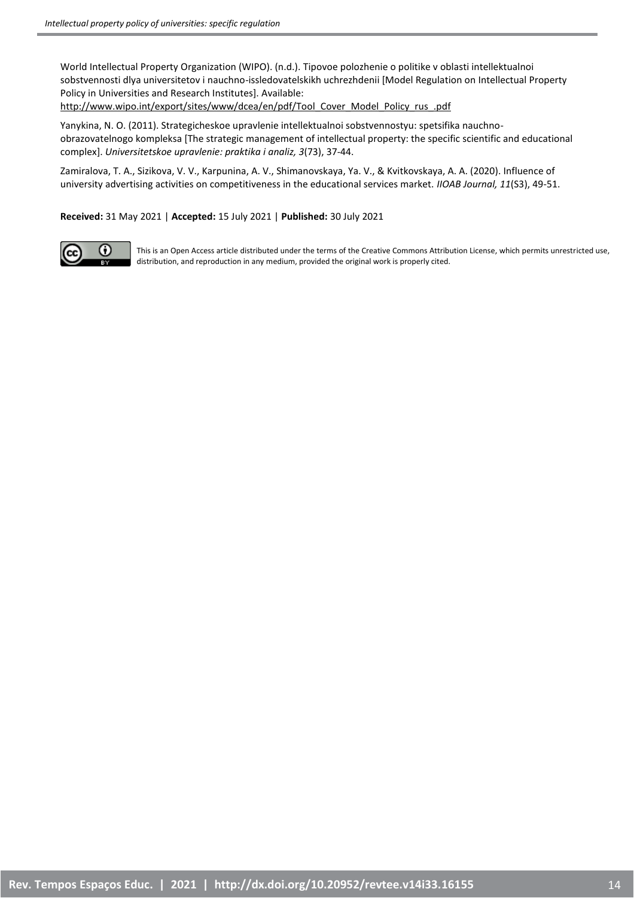World Intellectual Property Organization (WIPO). (n.d.). Tipovoe polozhenie o politike v oblasti intellektualnoi sobstvennosti dlya universitetov i nauchno-issledovatelskikh uchrezhdenii [Model Regulation on Intellectual Property Policy in Universities and Research Institutes]. Available: http://www.wipo.int/export/sites/www/dcea/en/pdf/Tool_Cover_Model_Policy_rus_.pdf

Yanykina, N. O. (2011). Strategicheskoe upravlenie intellektualnoi sobstvennostyu: spetsifika nauchno-obrazovatelnogo kompleksa [The strategic management of intellectual property: the specific scientific and educational complex]. *Universitetskoe upravlenie: praktika i analiz, 3*(73), 37-44.

Zamiralova, T. A., Sizikova, V. V., Karpunina, A. V., Shimanovskaya, Ya. V., & Kvitkovskaya, A. A. (2020). Influence of university advertising activities on competitiveness in the educational services market. *IIOAB Journal, 11*(S3), 49-51.

**Received:** 31 May 2021 | **Accepted:** 15 July 2021 | **Published:** 30 July 2021

This is an Open Access article distributed under the terms of the Creative Commons Attribution License, which permits unrestricted use, distribution, and reproduction in any medium, provided the original work is properly cited.